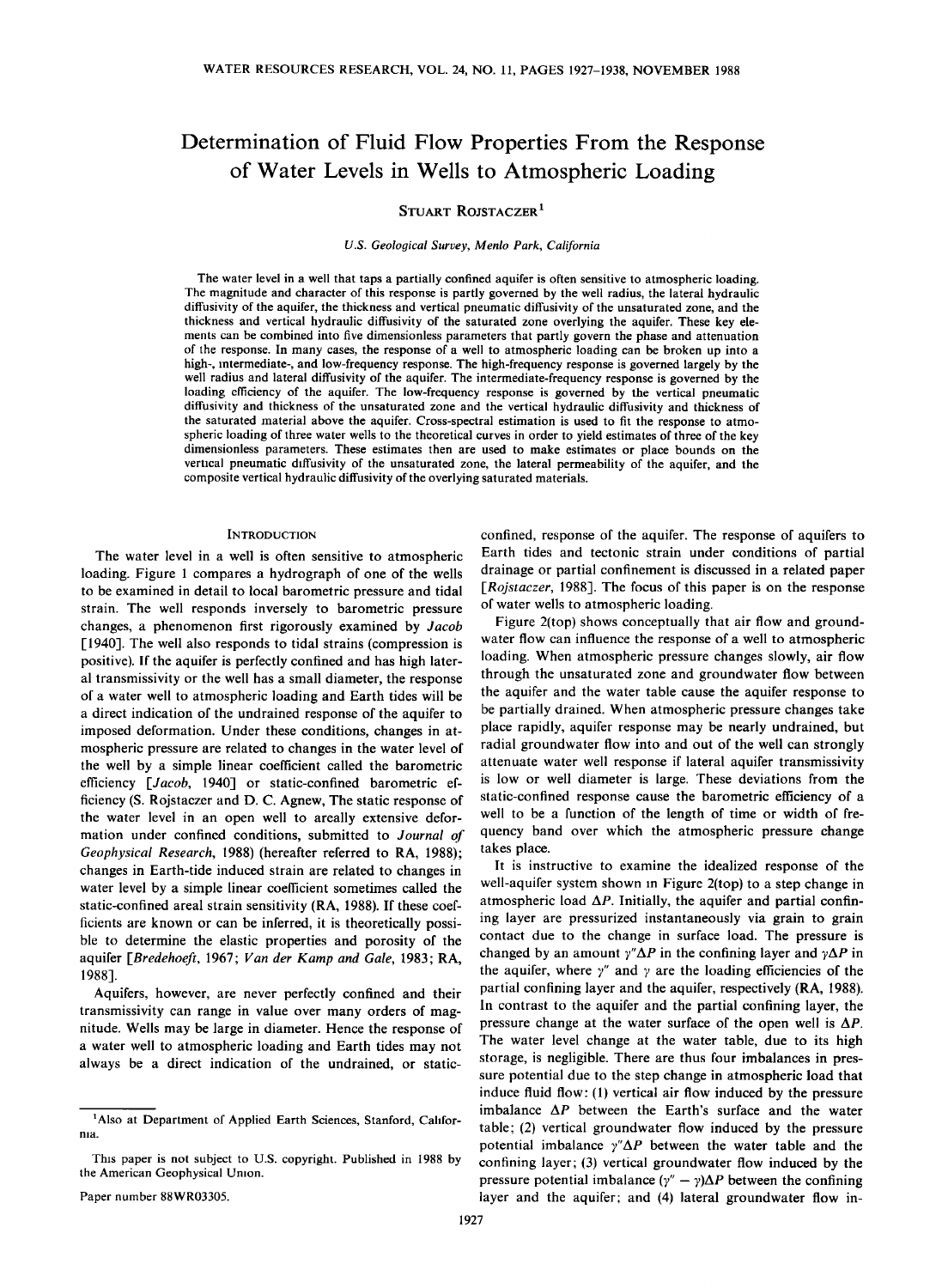# Determination of Fluid Flow Properties From the Response of Water Levels in Wells to Atmospheric Loading

STUART ROJSTACZER[1]

*U.S. Geological Survey, Menlo Park, California*

The water level in a well that taps a partially confined aquifer is often sensitive to atmospheric loading. The magnitude and character of this response is partly governed by the well radius, the lateral hydraulic diffusivity of the aquifer, the thickness and vertical pneumatic diffusivity of the unsaturated zone, and the thickness and vertical hydraulic diffusivity of the saturated zone overlying the aquifer. These key elements can be combined into five dimensionless parameters that partly govern the phase and attenuation of the response. In many cases, the response of a well to atmospheric loading can be broken up into a high-, intermediate-, and low-frequency response. The high-frequency response is governed largely by the well radius and lateral diffusivity of the aquifer. The intermediate-frequency response is governed by the loading efficiency of the aquifer. The low-frequency response is governed by the vertical pneumatic diffusivity and thickness of the unsaturated zone and the vertical hydraulic diffusivity and thickness of the saturated material above the aquifer. Cross-spectral estimation is used to fit the response to atmospheric loading of three water wells to the theoretical curves in order to yield estimates of three of the key dimensionless parameters. These estimates then are used to make estimates or place bounds on the vertical pneumatic diffusivity of the unsaturated zone, the lateral permeability of the aquifer, and the composite vertical hydraulic diffusivity of the overlying saturated materials.

## INTRODUCTION

The water level in a well is often sensitive to atmospheric loading. Figure 1 compares a hydrograph of one of the wells to be examined in detail to local barometric pressure and tidal strain. The well responds inversely to barometric pressure changes, a phenomenon first rigorously examined by *Jacob* [1940]. The well also responds to tidal strains (compression is positive). If the aquifer is perfectly confined and has high lateral transmissivity or the well has a small diameter, the response of a water well to atmospheric loading and Earth tides will be a direct indication of the undrained response of the aquifer to imposed deformation. Under these conditions, changes in atmospheric pressure are related to changes in the water level of the well by a simple linear coefficient called the barometric efficiency [*Jacob*, 1940] or static-confined barometric efficiency (S. Rojstaczer and D. C. Agnew, The static response of the water level in an open well to areally extensive deformation under confined conditions, submitted to *Journal of Geophysical Research*, 1988) (hereafter referred to RA, 1988); changes in Earth-tide induced strain are related to changes in water level by a simple linear coefficient sometimes called the static-confined areal strain sensitivity (RA, 1988). If these coefficients are known or can be inferred, it is theoretically possible to determine the elastic properties and porosity of the aquifer [*Bredehoeft*, 1967; *Van der Kamp and Gale*, 1983; RA, 1988].

Aquifers, however, are never perfectly confined and their transmissivity can range in value over many orders of magnitude. Wells may be large in diameter. Hence the response of a water well to atmospheric loading and Earth tides may not always be a direct indication of the undrained, or static-confined, response of the aquifer. The response of aquifers to Earth tides and tectonic strain under conditions of partial drainage or partial confinement is discussed in a related paper [*Rojstaczer*, 1988]. The focus of this paper is on the response of water wells to atmospheric loading.

Figure 2(top) shows conceptually that air flow and groundwater flow can influence the response of a well to atmospheric loading. When atmospheric pressure changes slowly, air flow through the unsaturated zone and groundwater flow between the aquifer and the water table cause the aquifer response to be partially drained. When atmospheric pressure changes take place rapidly, aquifer response may be nearly undrained, but radial groundwater flow into and out of the well can strongly attenuate water well response if lateral aquifer transmissivity is low or well diameter is large. These deviations from the static-confined response cause the barometric efficiency of a well to be a function of the length of time or width of frequency band over which the atmospheric pressure change takes place.

It is instructive to examine the idealized response of the well-aquifer system shown in Figure 2(top) to a step change in atmospheric load $\Delta P$. Initially, the aquifer and partial confining layer are pressurized instantaneously via grain to grain contact due to the change in surface load. The pressure is changed by an amount $\gamma''\Delta P$ in the confining layer and $\gamma\Delta P$ in the aquifer, where $\gamma''$ and $\gamma$ are the loading efficiencies of the partial confining layer and the aquifer, respectively (RA, 1988). In contrast to the aquifer and the partial confining layer, the pressure change at the water surface of the open well is $\Delta P$. The water level change at the water table, due to its high storage, is negligible. There are thus four imbalances in pressure potential due to the step change in atmospheric load that induce fluid flow: (1) vertical air flow induced by the pressure imbalance $\Delta P$ between the Earth's surface and the water table; (2) vertical groundwater flow induced by the pressure potential imbalance $\gamma''\Delta P$ between the water table and the confining layer; (3) vertical groundwater flow induced by the pressure potential imbalance $(\gamma'' - \gamma)\Delta P$ between the confining layer and the aquifer; and (4) lateral groundwater flow in-

[1]Also at Department of Applied Earth Sciences, Stanford, California.

This paper is not subject to U.S. copyright. Published in 1988 by the American Geophysical Union.

Paper number 88WR03305.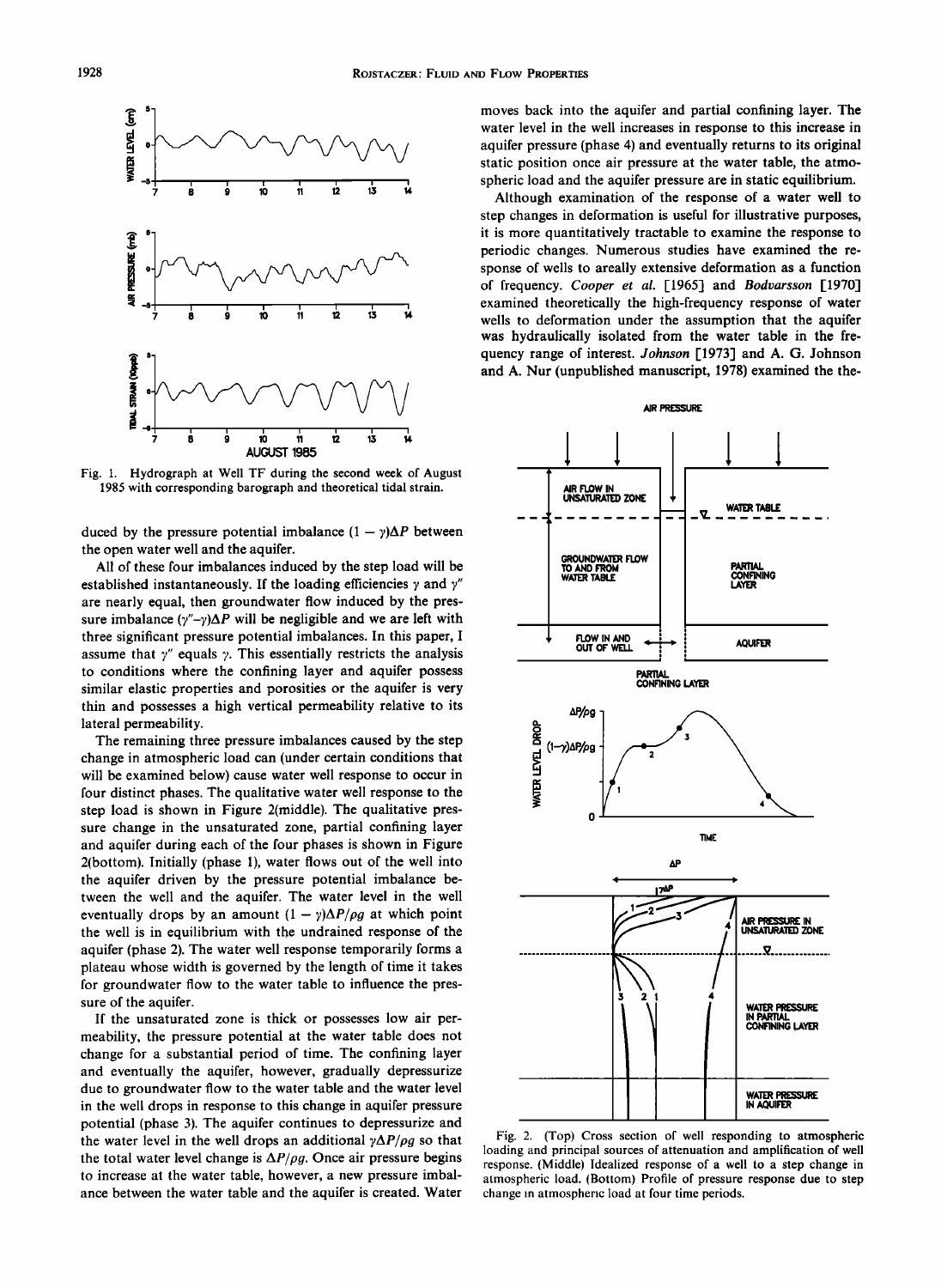WATER LEVEL (cm)

5
0
-5

7 8 9 10 11 12 13 14

AIR PRESSURE (mb)

5
0
-5

7 8 9 10 11 12 13 14

TIDAL STRAIN (10ppb)

5
0
-5

7 8 9 10 11 12 13 14

AUGUST 1985

Fig. 1. Hydrograph at Well TF during the second week of August 1985 with corresponding barograph and theoretical tidal strain.

duced by the pressure potential imbalance $(1 - \gamma)\Delta P$ between the open water well and the aquifer.

All of these four imbalances induced by the step load will be established instantaneously. If the loading efficiencies $\gamma$ and $\gamma''$ are nearly equal, then groundwater flow induced by the pressure imbalance $(\gamma''-\gamma)\Delta P$ will be negligible and we are left with three significant pressure potential imbalances. In this paper, I assume that $\gamma''$ equals $\gamma$. This essentially restricts the analysis to conditions where the confining layer and aquifer possess similar elastic properties and porosities or the aquifer is very thin and possesses a high vertical permeability relative to its lateral permeability.

The remaining three pressure imbalances caused by the step change in atmospheric load can (under certain conditions that will be examined below) cause water well response to occur in four distinct phases. The qualitative water well response to the step load is shown in Figure 2(middle). The qualitative pressure change in the unsaturated zone, partial confining layer and aquifer during each of the four phases is shown in Figure 2(bottom). Initially (phase 1), water flows out of the well into the aquifer driven by the pressure potential imbalance between the well and the aquifer. The water level in the well eventually drops by an amount $(1 - \gamma)\Delta P/\rho g$ at which point the well is in equilibrium with the undrained response of the aquifer (phase 2). The water well response temporarily forms a plateau whose width is governed by the length of time it takes for groundwater flow to the water table to influence the pressure of the aquifer.

If the unsaturated zone is thick or possesses low air permeability, the pressure potential at the water table does not change for a substantial period of time. The confining layer and eventually the aquifer, however, gradually depressurize due to groundwater flow to the water table and the water level in the well drops in response to this change in aquifer pressure potential (phase 3). The aquifer continues to depressurize and the water level in the well drops an additional $\gamma\Delta P/\rho g$ so that the total water level change is $\Delta P/\rho g$. Once air pressure begins to increase at the water table, however, a new pressure imbalance between the water table and the aquifer is created. Water moves back into the aquifer and partial confining layer. The water level in the well increases in response to this increase in aquifer pressure (phase 4) and eventually returns to its original static position once air pressure at the water table, the atmospheric load and the aquifer pressure are in static equilibrium.

Although examination of the response of a water well to step changes in deformation is useful for illustrative purposes, it is more quantitatively tractable to examine the response to periodic changes. Numerous studies have examined the response of wells to areally extensive deformation as a function of frequency. *Cooper et al.* [1965] and *Bodvarsson* [1970] examined theoretically the high-frequency response of water wells to deformation under the assumption that the aquifer was hydraulically isolated from the water table in the frequency range of interest. *Johnson* [1973] and A. G. Johnson and A. Nur (unpublished manuscript, 1978) examined the the-

AIR PRESSURE

AIR FLOW IN UNSATURATED ZONE

WATER TABLE

GROUNDWATER FLOW TO AND FROM WATER TABLE

PARTIAL CONFINING LAYER

FLOW IN AND OUT OF WELL

AQUIFER

PARTIAL CONFINING LAYER

WATER LEVEL DROP

$\Delta P/\rho g$

$(1-\gamma)\Delta P/\rho g$

0

1 2 3 4

TIME

$\Delta P$

$\gamma\Delta P$

1 2 3 4

AIR PRESSURE IN UNSATURATED ZONE

3 2 1 4

WATER PRESSURE IN PARTIAL CONFINING LAYER

WATER PRESSURE IN AQUIFER

Fig. 2. (Top) Cross section of well responding to atmospheric loading and principal sources of attenuation and amplification of well response. (Middle) Idealized response of a well to a step change in atmospheric load. (Bottom) Profile of pressure response due to step change in atmospheric load at four time periods.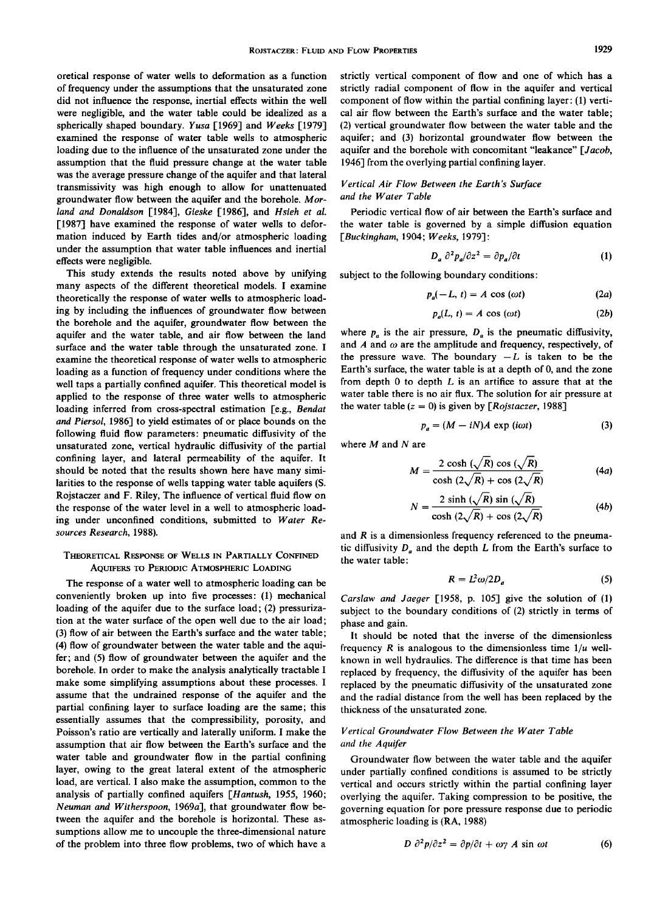oretical response of water wells to deformation as a function of frequency under the assumptions that the unsaturated zone did not influence the response, inertial effects within the well were negligible, and the water table could be idealized as a spherically shaped boundary. *Yusa* [1969] and *Weeks* [1979] examined the response of water table wells to atmospheric loading due to the influence of the unsaturated zone under the assumption that the fluid pressure change at the water table was the average pressure change of the aquifer and that lateral transmissivity was high enough to allow for unattenuated groundwater flow between the aquifer and the borehole. *Morland and Donaldson* [1984], *Gieske* [1986], and *Hsieh et al.* [1987] have examined the response of water wells to deformation induced by Earth tides and/or atmospheric loading under the assumption that water table influences and inertial effects were negligible.

This study extends the results noted above by unifying many aspects of the different theoretical models. I examine theoretically the response of water wells to atmospheric loading by including the influences of groundwater flow between the borehole and the aquifer, groundwater flow between the aquifer and the water table, and air flow between the land surface and the water table through the unsaturated zone. I examine the theoretical response of water wells to atmospheric loading as a function of frequency under conditions where the well taps a partially confined aquifer. This theoretical model is applied to the response of three water wells to atmospheric loading inferred from cross-spectral estimation [e.g., *Bendat and Piersol*, 1986] to yield estimates of or place bounds on the following fluid flow parameters: pneumatic diffusivity of the unsaturated zone, vertical hydraulic diffusivity of the partial confining layer, and lateral permeability of the aquifer. It should be noted that the results shown here have many similarities to the response of wells tapping water table aquifers (S. Rojstaczer and F. Riley, The influence of vertical fluid flow on the response of the water level in a well to atmospheric loading under unconfined conditions, submitted to *Water Resources Research*, 1988).

## Theoretical Response of Wells in Partially Confined Aquifers to Periodic Atmospheric Loading

The response of a water well to atmospheric loading can be conveniently broken up into five processes: (1) mechanical loading of the aquifer due to the surface load; (2) pressurization at the water surface of the open well due to the air load; (3) flow of air between the Earth's surface and the water table; (4) flow of groundwater between the water table and the aquifer; and (5) flow of groundwater between the aquifer and the borehole. In order to make the analysis analytically tractable I make some simplifying assumptions about these processes. I assume that the undrained response of the aquifer and the partial confining layer to surface loading are the same; this essentially assumes that the compressibility, porosity, and Poisson's ratio are vertically and laterally uniform. I make the assumption that air flow between the Earth's surface and the water table and groundwater flow in the partial confining layer, owing to the great lateral extent of the atmospheric load, are vertical. I also make the assumption, common to the analysis of partially confined aquifers [*Hantush*, 1955, 1960; *Neuman and Witherspoon*, 1969*a*], that groundwater flow between the aquifer and the borehole is horizontal. These assumptions allow me to uncouple the three-dimensional nature of the problem into three flow problems, two of which have a strictly vertical component of flow and one of which has a strictly radial component of flow in the aquifer and vertical component of flow within the partial confining layer: (1) vertical air flow between the Earth's surface and the water table; (2) vertical groundwater flow between the water table and the aquifer; and (3) horizontal groundwater flow between the aquifer and the borehole with concomitant "leakance" [*Jacob*, 1946] from the overlying partial confining layer.

### *Vertical Air Flow Between the Earth's Surface and the Water Table*

Periodic vertical flow of air between the Earth's surface and the water table is governed by a simple diffusion equation [*Buckingham*, 1904; *Weeks*, 1979]:

$$D_a \, \partial^2 p_a/\partial z^2 = \partial p_a/\partial t \tag{1}$$

subject to the following boundary conditions:

$$p_a(-L, t) = A \cos(\omega t) \tag{2a}$$

$$p_a(L, t) = A \cos(\omega t) \tag{2b}$$

where $p_a$ is the air pressure, $D_a$ is the pneumatic diffusivity, and $A$ and $\omega$ are the amplitude and frequency, respectively, of the pressure wave. The boundary $-L$ is taken to be the Earth's surface, the water table is at a depth of 0, and the zone from depth 0 to depth $L$ is an artifice to assure that at the water table there is no air flux. The solution for air pressure at the water table ($z = 0$) is given by [*Rojstaczer*, 1988]

$$p_a = (M - iN)A \exp(i\omega t) \tag{3}$$

where $M$ and $N$ are

$$M = \frac{2 \cosh(\sqrt{R}) \cos(\sqrt{R})}{\cosh(2\sqrt{R}) + \cos(2\sqrt{R})} \tag{4a}$$

$$N = \frac{2 \sinh(\sqrt{R}) \sin(\sqrt{R})}{\cosh(2\sqrt{R}) + \cos(2\sqrt{R})} \tag{4b}$$

and $R$ is a dimensionless frequency referenced to the pneumatic diffusivity $D_a$ and the depth $L$ from the Earth's surface to the water table:

$$R = L^2\omega/2D_a \tag{5}$$

*Carslaw and Jaeger* [1958, p. 105] give the solution of (1) subject to the boundary conditions of (2) strictly in terms of phase and gain.

It should be noted that the inverse of the dimensionless frequency $R$ is analogous to the dimensionless time $1/u$ well-known in well hydraulics. The difference is that time has been replaced by frequency, the diffusivity of the aquifer has been replaced by the pneumatic diffusivity of the unsaturated zone and the radial distance from the well has been replaced by the thickness of the unsaturated zone.

### *Vertical Groundwater Flow Between the Water Table and the Aquifer*

Groundwater flow between the water table and the aquifer under partially confined conditions is assumed to be strictly vertical and occurs strictly within the partial confining layer overlying the aquifer. Taking compression to be positive, the governing equation for pore pressure response due to periodic atmospheric loading is (RA, 1988)

$$D \, \partial^2 p/\partial z^2 = \partial p/\partial t + \omega\gamma A \sin \omega t \tag{6}$$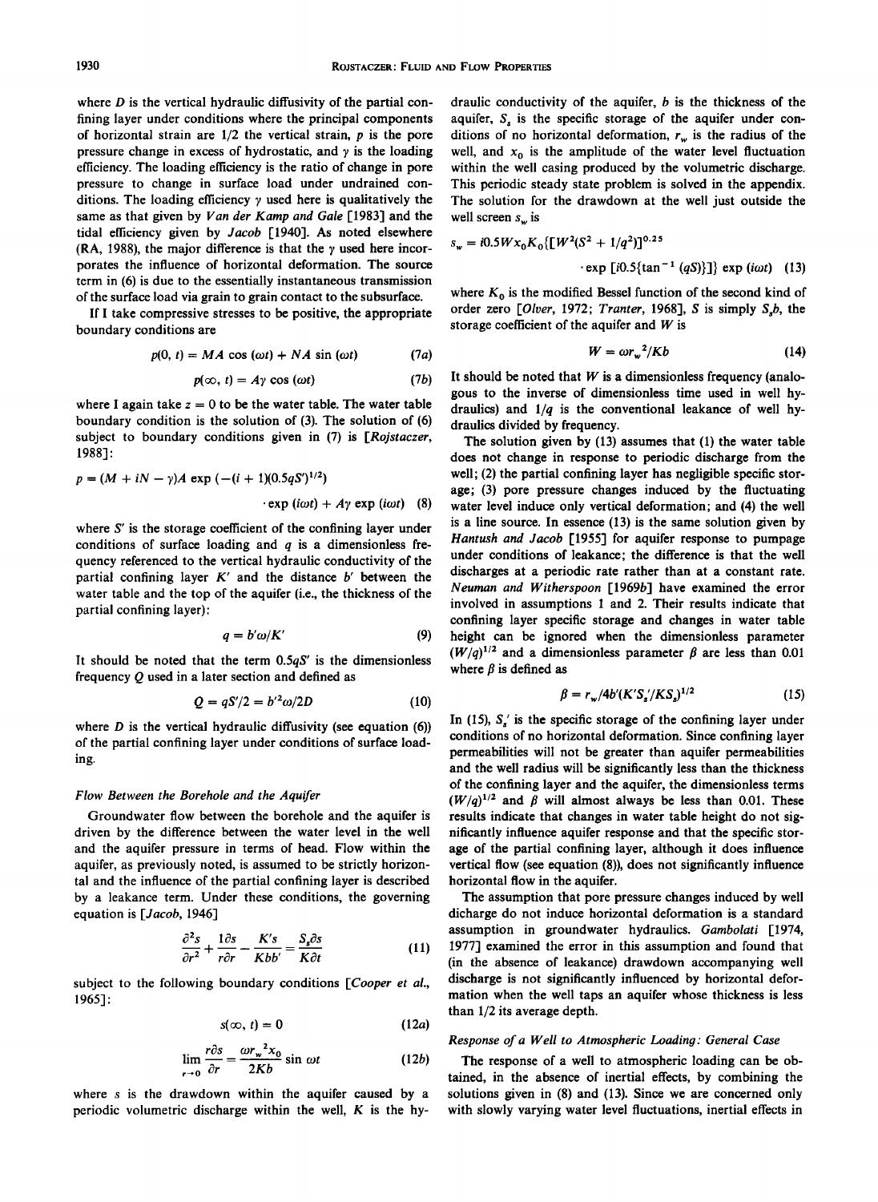where $D$ is the vertical hydraulic diffusivity of the partial confining layer under conditions where the principal components of horizontal strain are 1/2 the vertical strain, $p$ is the pore pressure change in excess of hydrostatic, and $\gamma$ is the loading efficiency. The loading efficiency is the ratio of change in pore pressure to change in surface load under undrained conditions. The loading efficiency $\gamma$ used here is qualitatively the same as that given by *Van der Kamp and Gale* [1983] and the tidal efficiency given by *Jacob* [1940]. As noted elsewhere (RA, 1988), the major difference is that the $\gamma$ used here incorporates the influence of horizontal deformation. The source term in (6) is due to the essentially instantaneous transmission of the surface load via grain to grain contact to the subsurface.

If I take compressive stresses to be positive, the appropriate boundary conditions are

$$p(0, t) = MA \cos(\omega t) + NA \sin(\omega t) \tag{7a}$$

$$p(\infty, t) = A\gamma \cos(\omega t) \tag{7b}$$

where I again take $z = 0$ to be the water table. The water table boundary condition is the solution of (3). The solution of (6) subject to boundary conditions given in (7) is [*Rojstaczer*, 1988]:

$$p = (M + iN - \gamma)A \exp(-(i + 1)(0.5qS')^{1/2}) \cdot \exp(i\omega t) + A\gamma \exp(i\omega t) \tag{8}$$

where $S'$ is the storage coefficient of the confining layer under conditions of surface loading and $q$ is a dimensionless frequency referenced to the vertical hydraulic conductivity of the partial confining layer $K'$ and the distance $b'$ between the water table and the top of the aquifer (i.e., the thickness of the partial confining layer):

$$q = b'\omega/K' \tag{9}$$

It should be noted that the term $0.5qS'$ is the dimensionless frequency $Q$ used in a later section and defined as

$$Q = qS'/2 = b'^2\omega/2D \tag{10}$$

where $D$ is the vertical hydraulic diffusivity (see equation (6)) of the partial confining layer under conditions of surface loading.

### *Flow Between the Borehole and the Aquifer*

Groundwater flow between the borehole and the aquifer is driven by the difference between the water level in the well and the aquifer pressure in terms of head. Flow within the aquifer, as previously noted, is assumed to be strictly horizontal and the influence of the partial confining layer is described by a leakance term. Under these conditions, the governing equation is [*Jacob*, 1946]

$$\frac{\partial^2 s}{\partial r^2} + \frac{1}{r}\frac{\partial s}{\partial r} - \frac{K's}{Kbb'} = \frac{S_s \partial s}{K \partial t} \tag{11}$$

subject to the following boundary conditions [*Cooper et al.*, 1965]:

$$s(\infty, t) = 0 \tag{12a}$$

$$\lim_{r \to 0} \frac{r\partial s}{\partial r} = \frac{\omega r_w^2 x_0}{2Kb} \sin \omega t \tag{12b}$$

where $s$ is the drawdown within the aquifer caused by a periodic volumetric discharge within the well, $K$ is the hydraulic conductivity of the aquifer, $b$ is the thickness of the aquifer, $S_s$ is the specific storage of the aquifer under conditions of no horizontal deformation, $r_w$ is the radius of the well, and $x_0$ is the amplitude of the water level fluctuation within the well casing produced by the volumetric discharge. This periodic steady state problem is solved in the appendix. The solution for the drawdown at the well just outside the well screen $s_w$ is

$$s_w = i0.5Wx_0K_0\{[W^2(S^2 + 1/q^2)]^{0.25} \cdot \exp[i0.5\{\tan^{-1}(qS)\}]\} \exp(i\omega t) \tag{13}$$

where $K_0$ is the modified Bessel function of the second kind of order zero [*Olver*, 1972; *Tranter*, 1968], $S$ is simply $S_s b$, the storage coefficient of the aquifer and $W$ is

$$W = \omega r_w^2/Kb \tag{14}$$

It should be noted that $W$ is a dimensionless frequency (analogous to the inverse of dimensionless time used in well hydraulics) and $1/q$ is the conventional leakance of well hydraulics divided by frequency.

The solution given by (13) assumes that (1) the water table does not change in response to periodic discharge from the well; (2) the partial confining layer has negligible specific storage; (3) pore pressure changes induced by the fluctuating water level induce only vertical deformation; and (4) the well is a line source. In essence (13) is the same solution given by *Hantush and Jacob* [1955] for aquifer response to pumpage under conditions of leakance; the difference is that the well discharges at a periodic rate rather than at a constant rate. *Neuman and Witherspoon* [1969*b*] have examined the error involved in assumptions 1 and 2. Their results indicate that confining layer specific storage and changes in water table height can be ignored when the dimensionless parameter $(W/q)^{1/2}$ and a dimensionless parameter $\beta$ are less than 0.01 where $\beta$ is defined as

$$\beta = r_w/4b'(K'S_s'/KS_s)^{1/2} \tag{15}$$

In (15), $S_s'$ is the specific storage of the confining layer under conditions of no horizontal deformation. Since confining layer permeabilities will not be greater than aquifer permeabilities and the well radius will be significantly less than the thickness of the confining layer and the aquifer, the dimensionless terms $(W/q)^{1/2}$ and $\beta$ will almost always be less than 0.01. These results indicate that changes in water table height do not significantly influence aquifer response and that the specific storage of the partial confining layer, although it does influence vertical flow (see equation (8)), does not significantly influence horizontal flow in the aquifer.

The assumption that pore pressure changes induced by well dicharge do not induce horizontal deformation is a standard assumption in groundwater hydraulics. *Gambolati* [1974, 1977] examined the error in this assumption and found that (in the absence of leakance) drawdown accompanying well discharge is not significantly influenced by horizontal deformation when the well taps an aquifer whose thickness is less than 1/2 its average depth.

### *Response of a Well to Atmospheric Loading: General Case*

The response of a well to atmospheric loading can be obtained, in the absence of inertial effects, by combining the solutions given in (8) and (13). Since we are concerned only with slowly varying water level fluctuations, inertial effects in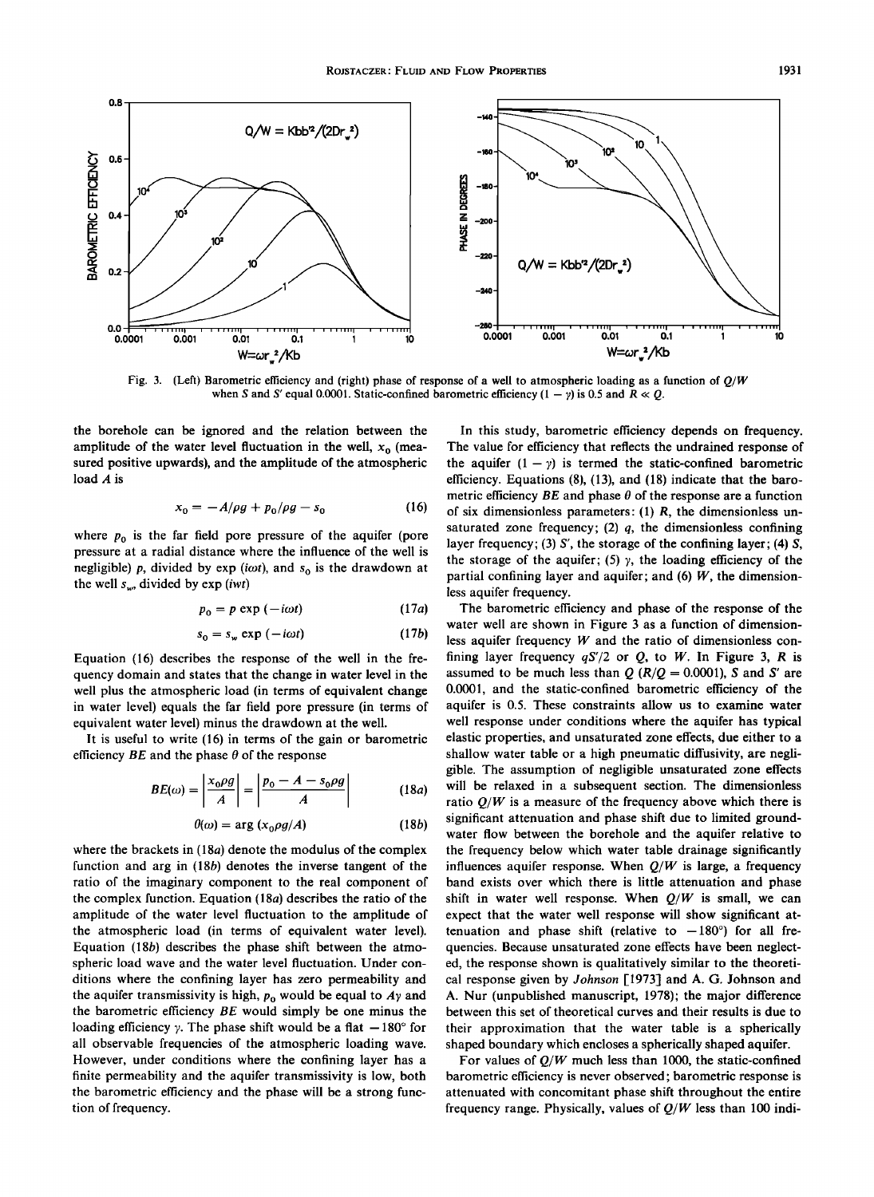Q/W = Kbb'^2/(2Dr_w^2)

BAROMETRIC EFFICIENCY

0.8
0.6
0.4
0.2
0.0

10^4
10^3
10^2
10
1

0.0001 0.001 0.01 0.1 1 10

W=ωr_w^2/Kb

-140
-160
-180
-200
-220
-240
-260

PHASE IN DEGREES

10^4
10^3
10^2
10
1

Q/W = Kbb'^2/(2Dr_w^2)

0.0001 0.001 0.01 0.1 1 10

W=ωr_w^2/Kb

Fig. 3. (Left) Barometric efficiency and (right) phase of response of a well to atmospheric loading as a function of $Q/W$ when $S$ and $S'$ equal 0.0001. Static-confined barometric efficiency $(1 - \gamma)$ is 0.5 and $R \ll Q$.

the borehole can be ignored and the relation between the amplitude of the water level fluctuation in the well, $x_0$ (measured positive upwards), and the amplitude of the atmospheric load $A$ is

$$x_0 = -A/\rho g + p_0/\rho g - s_0 \tag{16}$$

where $p_0$ is the far field pore pressure of the aquifer (pore pressure at a radial distance where the influence of the well is negligible) $p$, divided by exp $(i\omega t)$, and $s_0$ is the drawdown at the well $s_w$, divided by exp $(iwt)$

$$p_0 = p \exp(-i\omega t) \tag{17a}$$

$$s_0 = s_w \exp(-i\omega t) \tag{17b}$$

Equation (16) describes the response of the well in the frequency domain and states that the change in water level in the well plus the atmospheric load (in terms of equivalent change in water level) equals the far field pore pressure (in terms of equivalent water level) minus the drawdown at the well.

It is useful to write (16) in terms of the gain or barometric efficiency $BE$ and the phase $\theta$ of the response

$$BE(\omega) = \left|\frac{x_0 \rho g}{A}\right| = \left|\frac{p_0 - A - s_0 \rho g}{A}\right| \tag{18a}$$

$$\theta(\omega) = \arg(x_0 \rho g/A) \tag{18b}$$

where the brackets in (18a) denote the modulus of the complex function and arg in (18b) denotes the inverse tangent of the ratio of the imaginary component to the real component of the complex function. Equation (18a) describes the ratio of the amplitude of the water level fluctuation to the amplitude of the atmospheric load (in terms of equivalent water level). Equation (18b) describes the phase shift between the atmospheric load wave and the water level fluctuation. Under conditions where the confining layer has zero permeability and the aquifer transmissivity is high, $p_0$ would be equal to $A\gamma$ and the barometric efficiency $BE$ would simply be one minus the loading efficiency $\gamma$. The phase shift would be a flat $-180°$ for all observable frequencies of the atmospheric loading wave. However, under conditions where the confining layer has a finite permeability and the aquifer transmissivity is low, both the barometric efficiency and the phase will be a strong function of frequency.

In this study, barometric efficiency depends on frequency. The value for efficiency that reflects the undrained response of the aquifer $(1 - \gamma)$ is termed the static-confined barometric efficiency. Equations (8), (13), and (18) indicate that the barometric efficiency $BE$ and phase $\theta$ of the response are a function of six dimensionless parameters: (1) $R$, the dimensionless unsaturated zone frequency; (2) $q$, the dimensionless confining layer frequency; (3) $S'$, the storage of the confining layer; (4) $S$, the storage of the aquifer; (5) $\gamma$, the loading efficiency of the partial confining layer and aquifer; and (6) $W$, the dimensionless aquifer frequency.

The barometric efficiency and phase of the response of the water well are shown in Figure 3 as a function of dimensionless aquifer frequency $W$ and the ratio of dimensionless confining layer frequency $qS'/2$ or $Q$, to $W$. In Figure 3, $R$ is assumed to be much less than $Q$ ($R/Q = 0.0001$), $S$ and $S'$ are 0.0001, and the static-confined barometric efficiency of the aquifer is 0.5. These constraints allow us to examine water well response under conditions where the aquifer has typical elastic properties, and unsaturated zone effects, due either to a shallow water table or a high pneumatic diffusivity, are negligible. The assumption of negligible unsaturated zone effects will be relaxed in a subsequent section. The dimensionless ratio $Q/W$ is a measure of the frequency above which there is significant attenuation and phase shift due to limited groundwater flow between the borehole and the aquifer relative to the frequency below which water table drainage significantly influences aquifer response. When $Q/W$ is large, a frequency band exists over which there is little attenuation and phase shift in water well response. When $Q/W$ is small, we can expect that the water well response will show significant attenuation and phase shift (relative to $-180°$) for all frequencies. Because unsaturated zone effects have been neglected, the response shown is qualitatively similar to the theoretical response given by *Johnson* [1973] and A. G. Johnson and A. Nur (unpublished manuscript, 1978); the major difference between this set of theoretical curves and their results is due to their approximation that the water table is a spherically shaped boundary which encloses a spherically shaped aquifer.

For values of $Q/W$ much less than 1000, the static-confined barometric efficiency is never observed; barometric response is attenuated with concomitant phase shift throughout the entire frequency range. Physically, values of $Q/W$ less than 100 indi-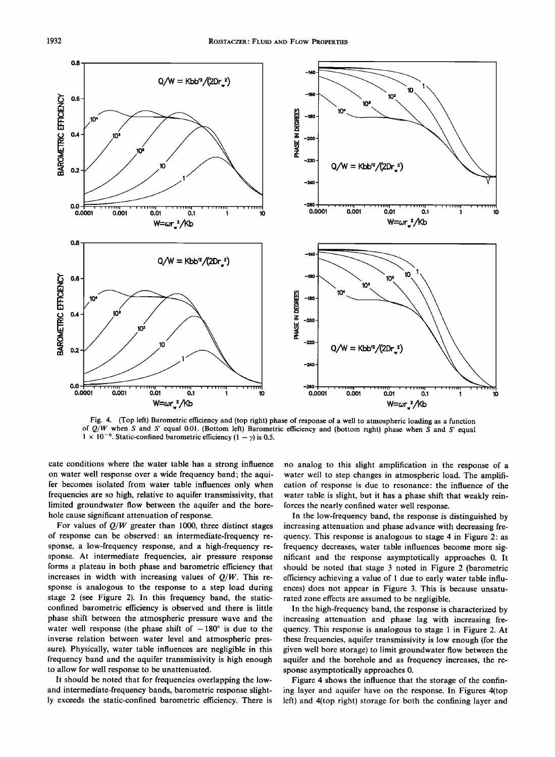0.8

$Q/W = Kbb'^2/(2Dr_w^2)$

BAROMETRIC EFFICIENCY

0.6

0.4

0.2

0.0

$10^4$

$10^3$

$10^2$

10

1

0.0001 0.001 0.01 0.1 1 10

$W=\omega r_w^2/Kb$

-140

-160

-180

-200

-220

-240

-260

PHASE IN DEGREES

1

10

$10^2$

$10^3$

$10^4$

$Q/W = Kbb'^2/(2Dr_w^2)$

0.0001 0.001 0.01 0.1 1 10

$W=\omega r_w^2/Kb$

0.8

$Q/W = Kbb'^2/(2Dr_w^2)$

BAROMETRIC EFFICIENCY

0.6

0.4

0.2

0.0

$10^4$

$10^3$

$10^2$

10

1

0.0001 0.001 0.01 0.1 1 10

$W=\omega r_w^2/Kb$

-140

-160

-180

-200

-220

-240

-260

PHASE IN DEGREES

$10^2$

10

1

$10^3$

$10^4$

$Q/W = Kbb'^2/(2Dr_w^2)$

0.0001 0.001 0.01 0.1 1 10

$W=\omega r_w^2/Kb$

Fig. 4. (Top left) Barometric efficiency and (top right) phase of response of a well to atmospheric loading as a function of $Q/W$ when $S$ and $S'$ equal 0.01. (Bottom left) Barometric efficiency and (bottom right) phase when $S$ and $S'$ equal $1 \times 10^{-6}$. Static-confined barometric efficiency $(1 - \gamma)$ is 0.5.

cate conditions where the water table has a strong influence on water well response over a wide frequency band; the aquifer becomes isolated from water table influences only when frequencies are so high, relative to aquifer transmissivity, that limited groundwater flow between the aquifer and the borehole cause significant attenuation of response.

For values of $Q/W$ greater than 1000, three distinct stages of response can be observed: an intermediate-frequency response, a low-frequency response, and a high-frequency response. At intermediate frequencies, air pressure response forms a plateau in both phase and barometric efficiency that increases in width with increasing values of $Q/W$. This response is analogous to the response to a step load during stage 2 (see Figure 2). In this frequency band, the static-confined barometric efficiency is observed and there is little phase shift between the atmospheric pressure wave and the water well response (the phase shift of $-180°$ is due to the inverse relation between water level and atmospheric pressure). Physically, water table influences are negligible in this frequency band and the aquifer transmissivity is high enough to allow for well response to be unattenuated.

It should be noted that for frequencies overlapping the low- and intermediate-frequency bands, barometric response slightly exceeds the static-confined barometric efficiency. There is no analog to this slight amplification in the response of a water well to step changes in atmospheric load. The amplification of response is due to resonance: the influence of the water table is slight, but it has a phase shift that weakly reinforces the nearly confined water well response.

In the low-frequency band, the response is distinguished by increasing attenuation and phase advance with decreasing frequency. This response is analogous to stage 4 in Figure 2: as frequency decreases, water table influences become more significant and the response asymptotically approaches 0. It should be noted that stage 3 noted in Figure 2 (barometric efficiency achieving a value of 1 due to early water table influences) does not appear in Figure 3. This is because unsaturated zone effects are assumed to be negligible.

In the high-frequency band, the response is characterized by increasing attenuation and phase lag with increasing frequency. This response is analogous to stage 1 in Figure 2. At these frequencies, aquifer transmissivity is low enough (for the given well bore storage) to limit groundwater flow between the aquifer and the borehole and as frequency increases, the response asymptotically approaches 0.

Figure 4 shows the influence that the storage of the confining layer and aquifer have on the response. In Figures 4(top left) and 4(top right) storage for both the confining layer and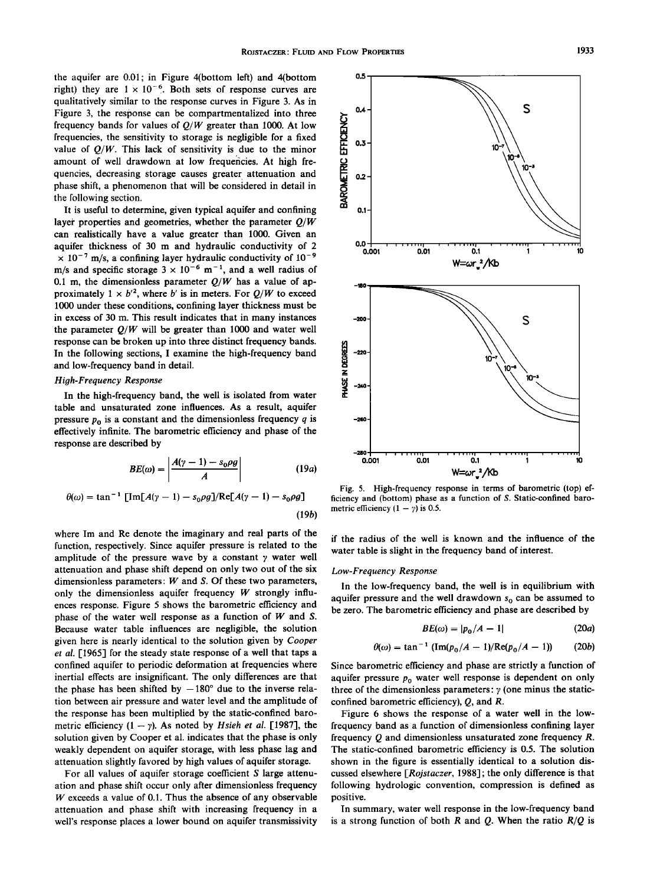the aquifer are 0.01; in Figure 4(bottom left) and 4(bottom right) they are $1 \times 10^{-6}$. Both sets of response curves are qualitatively similar to the response curves in Figure 3. As in Figure 3, the response can be compartmentalized into three frequency bands for values of $Q/W$ greater than 1000. At low frequencies, the sensitivity to storage is negligible for a fixed value of $Q/W$. This lack of sensitivity is due to the minor amount of well drawdown at low frequencies. At high frequencies, decreasing storage causes greater attenuation and phase shift, a phenomenon that will be considered in detail in the following section.

It is useful to determine, given typical aquifer and confining layer properties and geometries, whether the parameter $Q/W$ can realistically have a value greater than 1000. Given an aquifer thickness of 30 m and hydraulic conductivity of $2 \times 10^{-7}$ m/s, a confining layer hydraulic conductivity of $10^{-9}$ m/s and specific storage $3 \times 10^{-6}$ m$^{-1}$, and a well radius of 0.1 m, the dimensionless parameter $Q/W$ has a value of approximately $1 \times b'^2$, where $b'$ is in meters. For $Q/W$ to exceed 1000 under these conditions, confining layer thickness must be in excess of 30 m. This result indicates that in many instances the parameter $Q/W$ will be greater than 1000 and water well response can be broken up into three distinct frequency bands. In the following sections, I examine the high-frequency band and low-frequency band in detail.

*High-Frequency Response*

In the high-frequency band, the well is isolated from water table and unsaturated zone influences. As a result, aquifer pressure $p_0$ is a constant and the dimensionless frequency $q$ is effectively infinite. The barometric efficiency and phase of the response are described by

$$BE(\omega) = \left| \frac{A(\gamma - 1) - s_0 \rho g}{A} \right| \tag{19a}$$

$$\theta(\omega) = \tan^{-1} \left[ \mathrm{Im}[A(\gamma - 1) - s_0 \rho g] / \mathrm{Re}[A(\gamma - 1) - s_0 \rho g] \right] \tag{19b}$$

where Im and Re denote the imaginary and real parts of the function, respectively. Since aquifer pressure is related to the amplitude of the pressure wave by a constant $\gamma$ water well attenuation and phase shift depend on only two out of the six dimensionless parameters: $W$ and $S$. Of these two parameters, only the dimensionless aquifer frequency $W$ strongly influences response. Figure 5 shows the barometric efficiency and phase of the water well response as a function of $W$ and $S$. Because water table influences are negligible, the solution given here is nearly identical to the solution given by *Cooper et al.* [1965] for the steady state response of a well that taps a confined aquifer to periodic deformation at frequencies where inertial effects are insignificant. The only differences are that the phase has been shifted by $-180°$ due to the inverse relation between air pressure and water level and the amplitude of the response has been multiplied by the static-confined barometric efficiency $(1 - \gamma)$. As noted by *Hsieh et al.* [1987], the solution given by Cooper et al. indicates that the phase is only weakly dependent on aquifer storage, with less phase lag and attenuation slightly favored by high values of aquifer storage.

For all values of aquifer storage coefficient $S$ large attenuation and phase shift occur only after dimensionless frequency $W$ exceeds a value of 0.1. Thus the absence of any observable attenuation and phase shift with increasing frequency in a well's response places a lower bound on aquifer transmissivity if the radius of the well is known and the influence of the water table is slight in the frequency band of interest.

BAROMETRIC EFFICIENCY
0.5
0.4
0.3
0.2
0.1
0.0
S
$10^{-7}$
$10^{-5}$
$10^{-3}$
0.001 0.01 0.1 1 10
$W=\omega r_w^2/Kb$

PHASE IN DEGREES
-180
-200
-220
-240
-260
-280
S
$10^{-7}$
$10^{-5}$
$10^{-3}$
0.001 0.01 0.1 1 10
$W=\omega r_w^2/Kb$

Fig. 5. High-frequency response in terms of barometric (top) efficiency and (bottom) phase as a function of $S$. Static-confined barometric efficiency $(1 - \gamma)$ is 0.5.

*Low-Frequency Response*

In the low-frequency band, the well is in equilibrium with aquifer pressure and the well drawdown $s_0$ can be assumed to be zero. The barometric efficiency and phase are described by

$$BE(\omega) = |p_0/A - 1| \tag{20a}$$

$$\theta(\omega) = \tan^{-1} \left( \mathrm{Im}(p_0/A - 1) / \mathrm{Re}(p_0/A - 1) \right) \tag{20b}$$

Since barometric efficiency and phase are strictly a function of aquifer pressure $p_0$ water well response is dependent on only three of the dimensionless parameters: $\gamma$ (one minus the static-confined barometric efficiency), $Q$, and $R$.

Figure 6 shows the response of a water well in the low-frequency band as a function of dimensionless confining layer frequency $Q$ and dimensionless unsaturated zone frequency $R$. The static-confined barometric efficiency is 0.5. The solution shown in the figure is essentially identical to a solution discussed elsewhere [*Rojstaczer*, 1988]; the only difference is that following hydrologic convention, compression is defined as positive.

In summary, water well response in the low-frequency band is a strong function of both $R$ and $Q$. When the ratio $R/Q$ is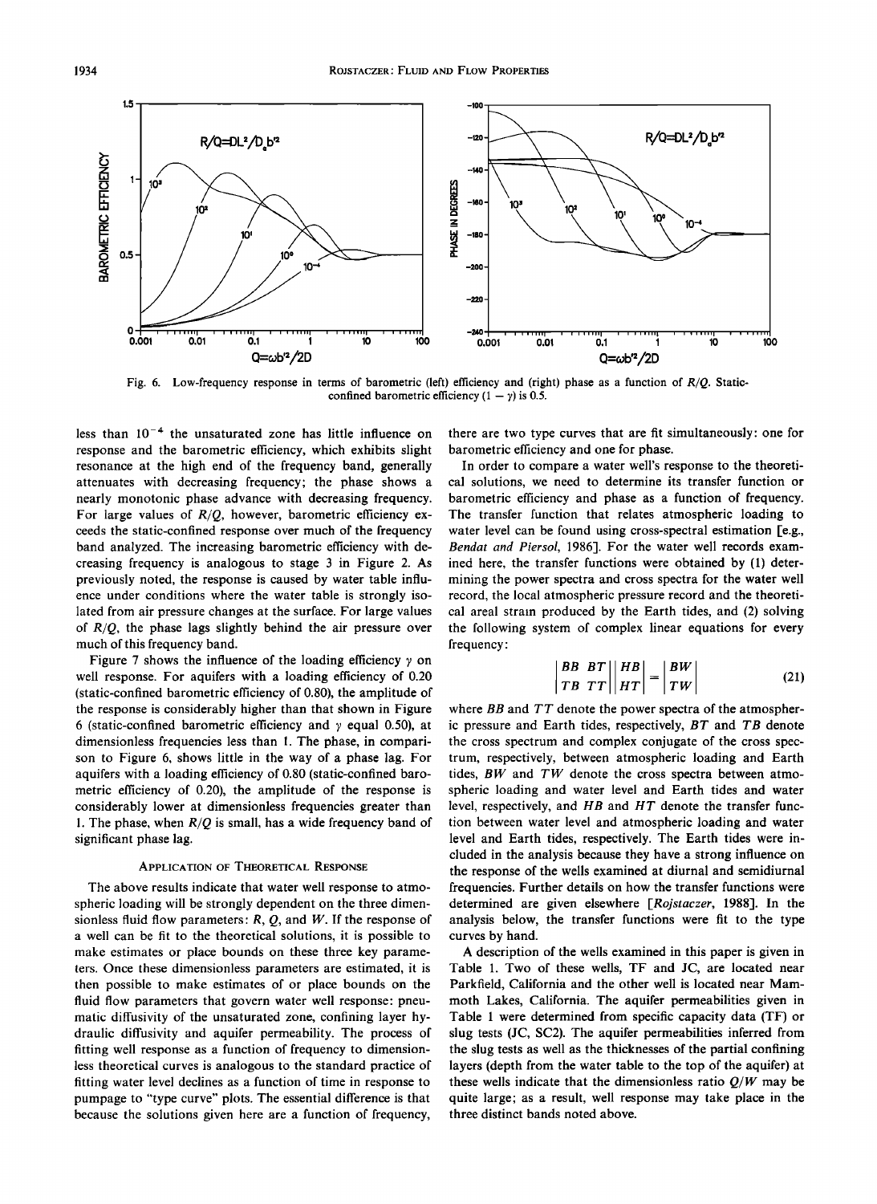BAROMETRIC EFFICIENCY

1.5

1

0.5

0

$R/Q=DL^2/D_ab'^2$

$10^3$

$10^2$

$10^1$

$10^0$

$10^{-4}$

0.001 0.01 0.1 1 10 100

$Q=\omega b'^2/2D$

PHASE IN DEGREES

-100

-120

-140

-160

-180

-200

-220

-240

$R/Q=DL^2/D_ab'^2$

$10^3$

$10^2$

$10^1$

$10^0$

$10^{-4}$

0.001 0.01 0.1 1 10 100

$Q=\omega b'^2/2D$

Fig. 6. Low-frequency response in terms of barometric (left) efficiency and (right) phase as a function of $R/Q$. Static-confined barometric efficiency $(1-\gamma)$ is 0.5.

less than $10^{-4}$ the unsaturated zone has little influence on response and the barometric efficiency, which exhibits slight resonance at the high end of the frequency band, generally attenuates with decreasing frequency; the phase shows a nearly monotonic phase advance with decreasing frequency. For large values of $R/Q$, however, barometric efficiency exceeds the static-confined response over much of the frequency band analyzed. The increasing barometric efficiency with decreasing frequency is analogous to stage 3 in Figure 2. As previously noted, the response is caused by water table influence under conditions where the water table is strongly isolated from air pressure changes at the surface. For large values of $R/Q$, the phase lags slightly behind the air pressure over much of this frequency band.

Figure 7 shows the influence of the loading efficiency $\gamma$ on well response. For aquifers with a loading efficiency of 0.20 (static-confined barometric efficiency of 0.80), the amplitude of the response is considerably higher than that shown in Figure 6 (static-confined barometric efficiency and $\gamma$ equal 0.50), at dimensionless frequencies less than 1. The phase, in comparison to Figure 6, shows little in the way of a phase lag. For aquifers with a loading efficiency of 0.80 (static-confined barometric efficiency of 0.20), the amplitude of the response is considerably lower at dimensionless frequencies greater than 1. The phase, when $R/Q$ is small, has a wide frequency band of significant phase lag.

## Application of Theoretical Response

The above results indicate that water well response to atmospheric loading will be strongly dependent on the three dimensionless fluid flow parameters: $R$, $Q$, and $W$. If the response of a well can be fit to the theoretical solutions, it is possible to make estimates or place bounds on these three key parameters. Once these dimensionless parameters are estimated, it is then possible to make estimates of or place bounds on the fluid flow parameters that govern water well response: pneumatic diffusivity of the unsaturated zone, confining layer hydraulic diffusivity and aquifer permeability. The process of fitting well response as a function of frequency to dimensionless theoretical curves is analogous to the standard practice of fitting water level declines as a function of time in response to pumpage to "type curve" plots. The essential difference is that because the solutions given here are a function of frequency, there are two type curves that are fit simultaneously: one for barometric efficiency and one for phase.

In order to compare a water well's response to the theoretical solutions, we need to determine its transfer function or barometric efficiency and phase as a function of frequency. The transfer function that relates atmospheric loading to water level can be found using cross-spectral estimation [e.g., *Bendat and Piersol*, 1986]. For the water well records examined here, the transfer functions were obtained by (1) determining the power spectra and cross spectra for the water well record, the local atmospheric pressure record and the theoretical areal strain produced by the Earth tides, and (2) solving the following system of complex linear equations for every frequency:

$$\begin{vmatrix} BB & BT \\ TB & TT \end{vmatrix} \begin{vmatrix} HB \\ HT \end{vmatrix} = \begin{vmatrix} BW \\ TW \end{vmatrix} \tag{21}$$

where $BB$ and $TT$ denote the power spectra of the atmospheric pressure and Earth tides, respectively, $BT$ and $TB$ denote the cross spectrum and complex conjugate of the cross spectrum, respectively, between atmospheric loading and Earth tides, $BW$ and $TW$ denote the cross spectra between atmospheric loading and water level and Earth tides and water level, respectively, and $HB$ and $HT$ denote the transfer function between water level and atmospheric loading and water level and Earth tides, respectively. The Earth tides were included in the analysis because they have a strong influence on the response of the wells examined at diurnal and semidiurnal frequencies. Further details on how the transfer functions were determined are given elsewhere [*Rojstaczer*, 1988]. In the analysis below, the transfer functions were fit to the type curves by hand.

A description of the wells examined in this paper is given in Table 1. Two of these wells, TF and JC, are located near Parkfield, California and the other well is located near Mammoth Lakes, California. The aquifer permeabilities given in Table 1 were determined from specific capacity data (TF) or slug tests (JC, SC2). The aquifer permeabilities inferred from the slug tests as well as the thicknesses of the partial confining layers (depth from the water table to the top of the aquifer) at these wells indicate that the dimensionless ratio $Q/W$ may be quite large; as a result, well response may take place in the three distinct bands noted above.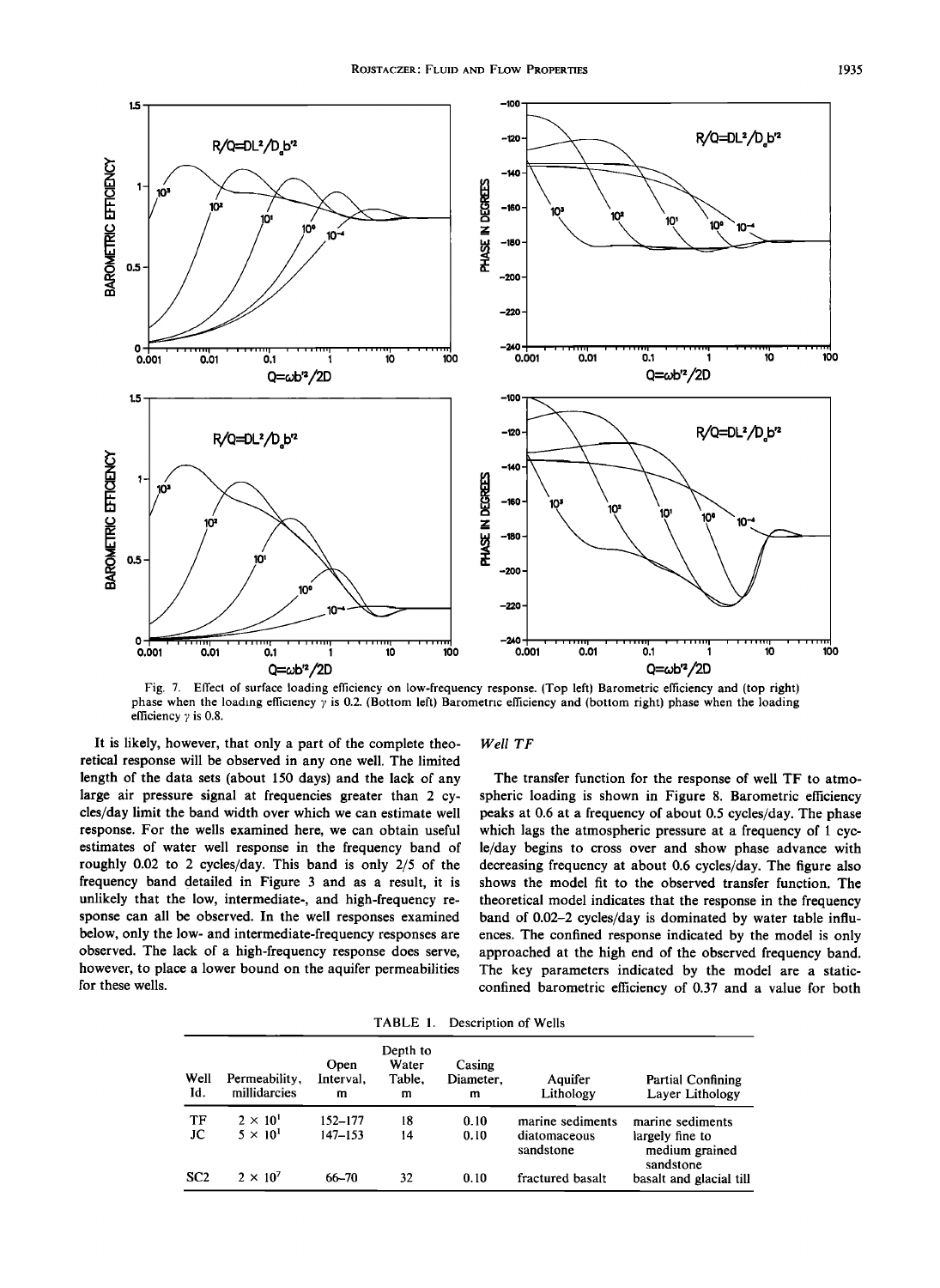BAROMETRIC EFFICIENCY

$R/Q=DL^2/D_ab'^2$

$10^3$ $10^2$ $10^1$ $10^0$ $10^{-4}$

$Q=\omega b'^2/2D$

PHASE IN DEGREES

$R/Q=DL^2/D_ab'^2$

$10^3$ $10^2$ $10^1$ $10^0$ $10^{-4}$

$Q=\omega b'^2/2D$

BAROMETRIC EFFICIENCY

$R/Q=DL^2/D_ab'^2$

$10^3$ $10^2$ $10^1$ $10^0$ $10^{-4}$

$Q=\omega b'^2/2D$

PHASE IN DEGREES

$R/Q=DL^2/D_ab'^2$

$10^3$ $10^2$ $10^1$ $10^0$ $10^{-4}$

$Q=\omega b'^2/2D$

Fig. 7. Effect of surface loading efficiency on low-frequency response. (Top left) Barometric efficiency and (top right) phase when the loading efficiency $\gamma$ is 0.2. (Bottom left) Barometric efficiency and (bottom right) phase when the loading efficiency $\gamma$ is 0.8.

It is likely, however, that only a part of the complete theoretical response will be observed in any one well. The limited length of the data sets (about 150 days) and the lack of any large air pressure signal at frequencies greater than 2 cycles/day limit the band width over which we can estimate well response. For the wells examined here, we can obtain useful estimates of water well response in the frequency band of roughly 0.02 to 2 cycles/day. This band is only 2/5 of the frequency band detailed in Figure 3 and as a result, it is unlikely that the low, intermediate-, and high-frequency response can all be observed. In the well responses examined below, only the low- and intermediate-frequency responses are observed. The lack of a high-frequency response does serve, however, to place a lower bound on the aquifer permeabilities for these wells.

### *Well TF*

The transfer function for the response of well TF to atmospheric loading is shown in Figure 8. Barometric efficiency peaks at 0.6 at a frequency of about 0.5 cycles/day. The phase which lags the atmospheric pressure at a frequency of 1 cycle/day begins to cross over and show phase advance with decreasing frequency at about 0.6 cycles/day. The figure also shows the model fit to the observed transfer function. The theoretical model indicates that the response in the frequency band of 0.02–2 cycles/day is dominated by water table influences. The confined response indicated by the model is only approached at the high end of the observed frequency band. The key parameters indicated by the model are a static-confined barometric efficiency of 0.37 and a value for both

TABLE 1. Description of Wells

| Well Id. | Permeability, millidarcies | Open Interval, m | Depth to Water Table, m | Casing Diameter, m | Aquifer Lithology | Partial Confining Layer Lithology |
|---|---|---|---|---|---|---|
| TF | $2 \times 10^1$ | 152–177 | 18 | 0.10 | marine sediments | marine sediments |
| JC | $5 \times 10^1$ | 147–153 | 14 | 0.10 | diatomaceous sandstone | largely fine to medium grained sandstone |
| SC2 | $2 \times 10^7$ | 66–70 | 32 | 0.10 | fractured basalt | basalt and glacial till |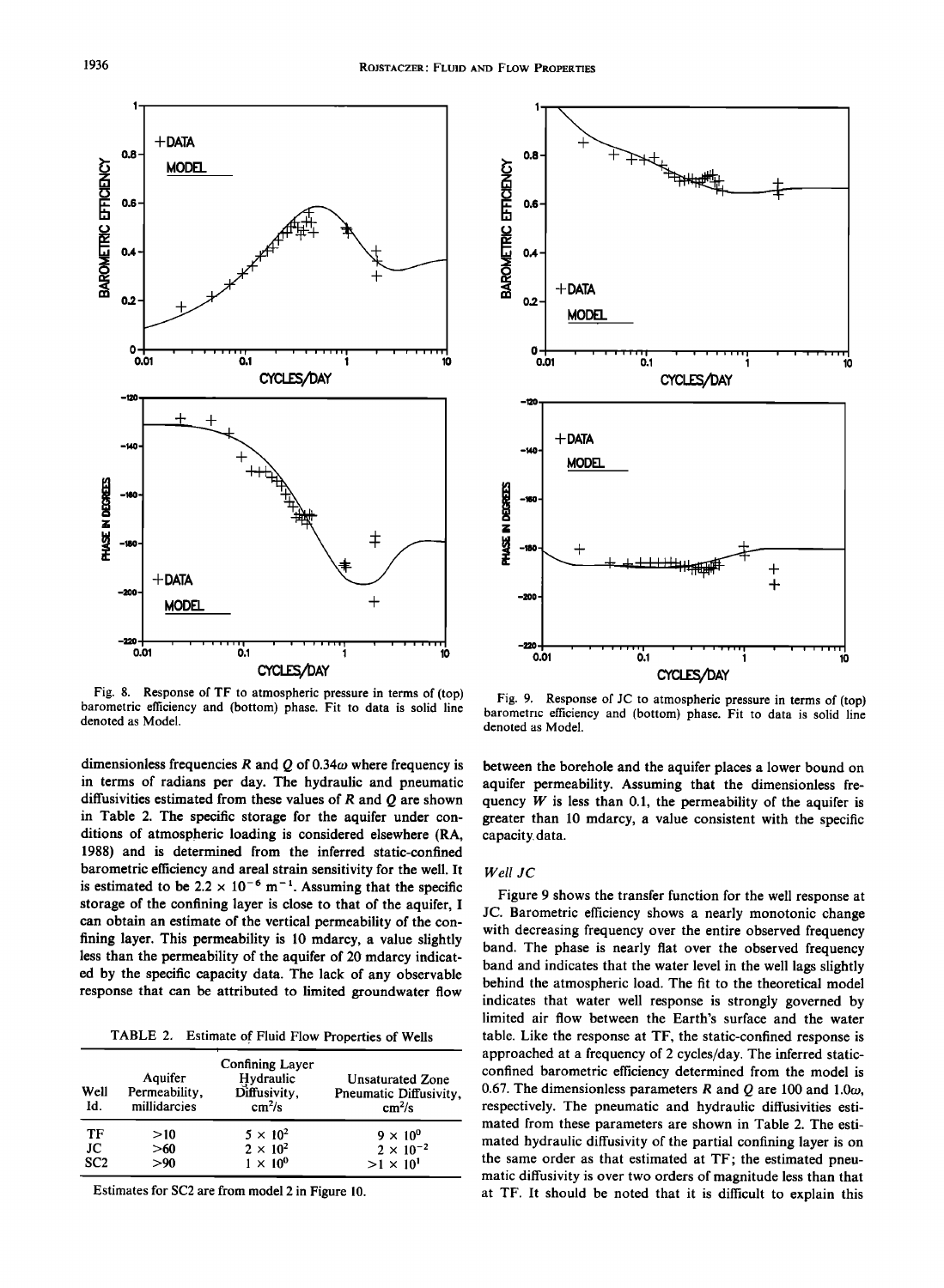+DATA

MODEL

BAROMETRIC EFFICIENCY

0.8

0.6

0.4

0.2

0

0.01

0.1

1

10

CYCLES/DAY

-120

-140

-160

-180

-200

-220

PHASE IN DEGREES

+DATA

MODEL

0.01

0.1

1

10

CYCLES/DAY

Fig. 8. Response of TF to atmospheric pressure in terms of (top) barometric efficiency and (bottom) phase. Fit to data is solid line denoted as Model.

BAROMETRIC EFFICIENCY

+DATA

MODEL

0.01

0.1

1

10

CYCLES/DAY

PHASE IN DEGREES

+DATA

MODEL

0.01

0.1

1

10

CYCLES/DAY

Fig. 9. Response of JC to atmospheric pressure in terms of (top) barometric efficiency and (bottom) phase. Fit to data is solid line denoted as Model.

dimensionless frequencies $R$ and $Q$ of $0.34\omega$ where frequency is in terms of radians per day. The hydraulic and pneumatic diffusivities estimated from these values of $R$ and $Q$ are shown in Table 2. The specific storage for the aquifer under conditions of atmospheric loading is considered elsewhere (RA, 1988) and is determined from the inferred static-confined barometric efficiency and areal strain sensitivity for the well. It is estimated to be $2.2 \times 10^{-6}$ m$^{-1}$. Assuming that the specific storage of the confining layer is close to that of the aquifer, I can obtain an estimate of the vertical permeability of the confining layer. This permeability is 10 mdarcy, a value slightly less than the permeability of the aquifer of 20 mdarcy indicated by the specific capacity data. The lack of any observable response that can be attributed to limited groundwater flow between the borehole and the aquifer places a lower bound on aquifer permeability. Assuming that the dimensionless frequency $W$ is less than 0.1, the permeability of the aquifer is greater than 10 mdarcy, a value consistent with the specific capacity data.

TABLE 2. Estimate of Fluid Flow Properties of Wells

| Well Id. | Aquifer Permeability, millidarcies | Confining Layer Hydraulic Diffusivity, cm²/s | Unsaturated Zone Pneumatic Diffusivity, cm²/s |
|---|---|---|---|
| TF | >10 | $5 \times 10^2$ | $9 \times 10^0$ |
| JC | >60 | $2 \times 10^2$ | $2 \times 10^{-2}$ |
| SC2 | >90 | $1 \times 10^0$ | $>1 \times 10^1$ |

Estimates for SC2 are from model 2 in Figure 10.

### *Well JC*

Figure 9 shows the transfer function for the well response at JC. Barometric efficiency shows a nearly monotonic change with decreasing frequency over the entire observed frequency band. The phase is nearly flat over the observed frequency band and indicates that the water level in the well lags slightly behind the atmospheric load. The fit to the theoretical model indicates that water well response is strongly governed by limited air flow between the Earth's surface and the water table. Like the response at TF, the static-confined response is approached at a frequency of 2 cycles/day. The inferred static-confined barometric efficiency determined from the model is 0.67. The dimensionless parameters $R$ and $Q$ are 100 and $1.0\omega$, respectively. The pneumatic and hydraulic diffusivities estimated from these parameters are shown in Table 2. The estimated hydraulic diffusivity of the partial confining layer is on the same order as that estimated at TF; the estimated pneumatic diffusivity is over two orders of magnitude less than that at TF. It should be noted that it is difficult to explain this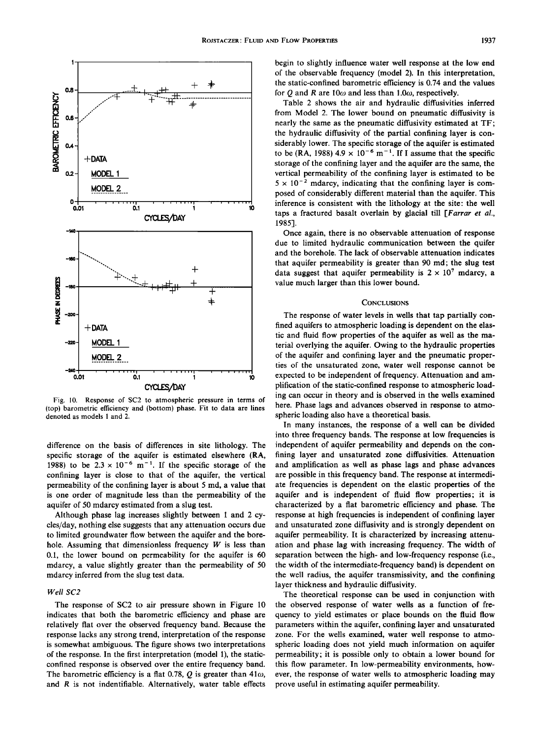1
0.8
0.6
0.4
0.2
0
BAROMETRIC EFFICIENCY
+DATA
MODEL 1
MODEL 2
0.01
0.1
1
10
CYCLES/DAY

-140
-160
-180
-200
-220
-240
PHASE IN DEGREES
+DATA
MODEL 1
MODEL 2
0.01
0.1
1
10
CYCLES/DAY

Fig. 10. Response of SC2 to atmospheric pressure in terms of (top) barometric efficiency and (bottom) phase. Fit to data are lines denoted as models 1 and 2.

difference on the basis of differences in site lithology. The specific storage of the aquifer is estimated elsewhere (RA, 1988) to be $2.3 \times 10^{-6}$ m$^{-1}$. If the specific storage of the confining layer is close to that of the aquifer, the vertical permeability of the confining layer is about 5 md, a value that is one order of magnitude less than the permeability of the aquifer of 50 mdarcy estimated from a slug test.

Although phase lag increases slightly between 1 and 2 cycles/day, nothing else suggests that any attenuation occurs due to limited groundwater flow between the aquifer and the borehole. Assuming that dimensionless frequency $W$ is less than 0.1, the lower bound on permeability for the aquifer is 60 mdarcy, a value slightly greater than the permeability of 50 mdarcy inferred from the slug test data.

### Well SC2

The response of SC2 to air pressure shown in Figure 10 indicates that both the barometric efficiency and phase are relatively flat over the observed frequency band. Because the response lacks any strong trend, interpretation of the response is somewhat ambiguous. The figure shows two interpretations of the response. In the first interpretation (model 1), the static-confined response is observed over the entire frequency band. The barometric efficiency is a flat 0.78, $Q$ is greater than $41\omega$, and $R$ is not indentifiable. Alternatively, water table effects begin to slightly influence water well response at the low end of the observable frequency (model 2). In this interpretation, the static-confined barometric efficiency is 0.74 and the values for $Q$ and $R$ are $10\omega$ and less than $1.0\omega$, respectively.

Table 2 shows the air and hydraulic diffusivities inferred from Model 2. The lower bound on pneumatic diffusivity is nearly the same as the pneumatic diffusivity estimated at TF; the hydraulic diffusivity of the partial confining layer is considerably lower. The specific storage of the aquifer is estimated to be (RA, 1988) $4.9 \times 10^{-6}$ m$^{-1}$. If I assume that the specific storage of the confining layer and the aquifer are the same, the vertical permeability of the confining layer is estimated to be $5 \times 10^{-2}$ mdarcy, indicating that the confining layer is composed of considerably different material than the aquifer. This inference is consistent with the lithology at the site: the well taps a fractured basalt overlain by glacial till [*Farrar et al.*, 1985].

Once again, there is no observable attenuation of response due to limited hydraulic communication between the quifer and the borehole. The lack of observable attenuation indicates that aquifer permeability is greater than 90 md; the slug test data suggest that aquifer permeability is $2 \times 10^{7}$ mdarcy, a value much larger than this lower bound.

## Conclusions

The response of water levels in wells that tap partially confined aquifers to atmospheric loading is dependent on the elastic and fluid flow properties of the aquifer as well as the material overlying the aquifer. Owing to the hydraulic properties of the aquifer and confining layer and the pneumatic properties of the unsaturated zone, water well response cannot be expected to be independent of frequency. Attenuation and amplification of the static-confined response to atmospheric loading can occur in theory and is observed in the wells examined here. Phase lags and advances observed in response to atmospheric loading also have a theoretical basis.

In many instances, the response of a well can be divided into three frequency bands. The response at low frequencies is independent of aquifer permeability and depends on the confining layer and unsaturated zone diffusivities. Attenuation and amplification as well as phase lags and phase advances are possible in this frequency band. The response at intermediate frequencies is dependent on the elastic properties of the aquifer and is independent of fluid flow properties; it is characterized by a flat barometric efficiency and phase. The response at high frequencies is independent of confining layer and unsaturated zone diffusivity and is strongly dependent on aquifer permeability. It is characterized by increasing attenuation and phase lag with increasing frequency. The width of separation between the high- and low-frequency response (i.e., the width of the intermediate-frequency band) is dependent on the well radius, the aquifer transmissivity, and the confining layer thickness and hydraulic diffusivity.

The theoretical response can be used in conjunction with the observed response of water wells as a function of frequency to yield estimates or place bounds on the fluid flow parameters within the aquifer, confining layer and unsaturated zone. For the wells examined, water well response to atmospheric loading does not yield much information on aquifer permeability; it is possible only to obtain a lower bound for this flow parameter. In low-permeability environments, however, the response of water wells to atmospheric loading may prove useful in estimating aquifer permeability.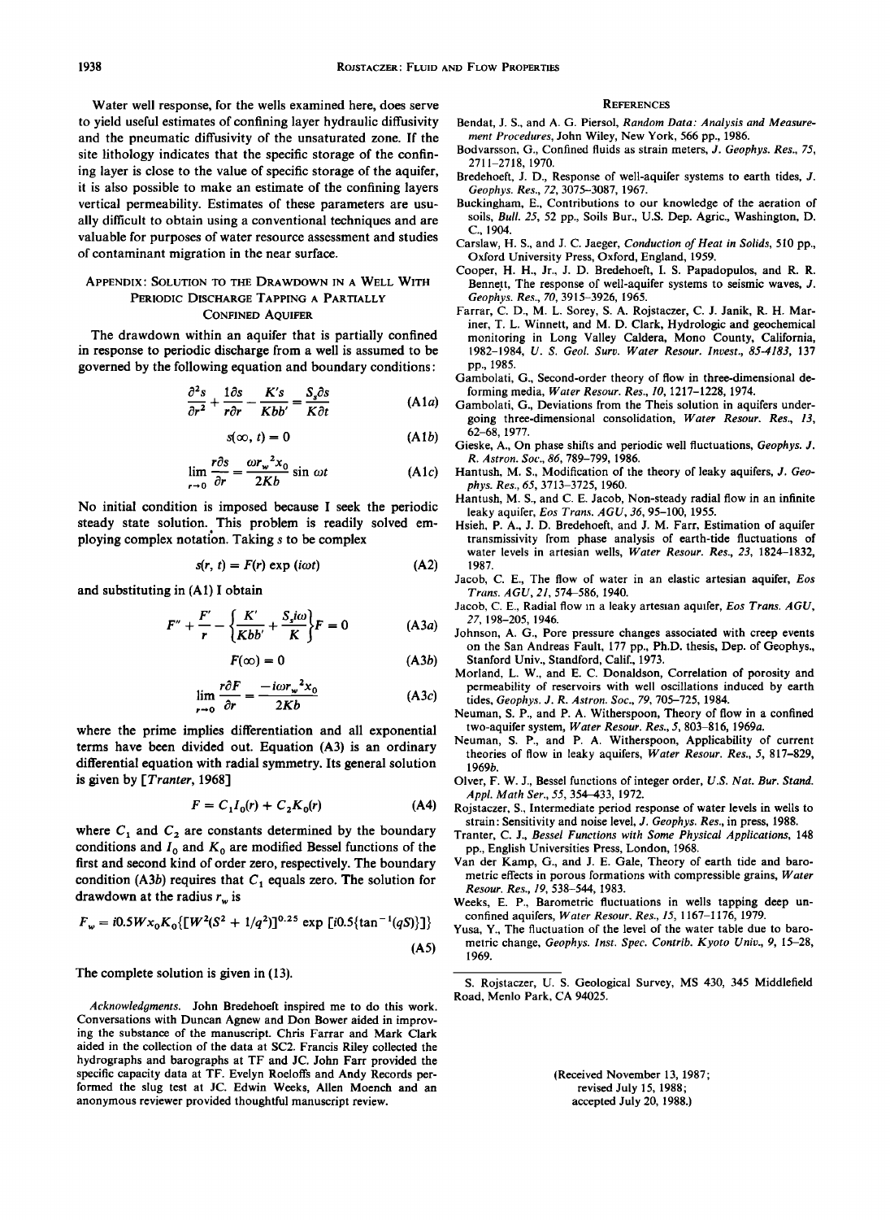Water well response, for the wells examined here, does serve to yield useful estimates of confining layer hydraulic diffusivity and the pneumatic diffusivity of the unsaturated zone. If the site lithology indicates that the specific storage of the confining layer is close to the value of specific storage of the aquifer, it is also possible to make an estimate of the confining layers vertical permeability. Estimates of these parameters are usually difficult to obtain using a conventional techniques and are valuable for purposes of water resource assessment and studies of contaminant migration in the near surface.

## Appendix: Solution to the Drawdown in a Well With Periodic Discharge Tapping a Partially Confined Aquifer

The drawdown within an aquifer that is partially confined in response to periodic discharge from a well is assumed to be governed by the following equation and boundary conditions:

$$\frac{\partial^2 s}{\partial r^2} + \frac{1}{r}\frac{\partial s}{\partial r} - \frac{K's}{Kbb'} = \frac{S_s}{K}\frac{\partial s}{\partial t} \tag{A1a}$$

$$s(\infty, t) = 0 \tag{A1b}$$

$$\lim_{r \to 0} \frac{r\partial s}{\partial r} = \frac{\omega r_w^2 x_0}{2Kb} \sin \omega t \tag{A1c}$$

No initial condition is imposed because I seek the periodic steady state solution. This problem is readily solved employing complex notation. Taking $s$ to be complex

$$s(r, t) = F(r) \exp(i\omega t) \tag{A2}$$

and substituting in (A1) I obtain

$$F'' + \frac{F'}{r} - \left\{\frac{K'}{Kbb'} + \frac{S_s i\omega}{K}\right\}F = 0 \tag{A3a}$$

$$F(\infty) = 0 \tag{A3b}$$

$$\lim_{r \to 0} \frac{r\partial F}{\partial r} = \frac{-i\omega r_w^2 x_0}{2Kb} \tag{A3c}$$

where the prime implies differentiation and all exponential terms have been divided out. Equation (A3) is an ordinary differential equation with radial symmetry. Its general solution is given by [*Tranter*, 1968]

$$F = C_1 I_0(r) + C_2 K_0(r) \tag{A4}$$

where $C_1$ and $C_2$ are constants determined by the boundary conditions and $I_0$ and $K_0$ are modified Bessel functions of the first and second kind of order zero, respectively. The boundary condition (A3b) requires that $C_1$ equals zero. The solution for drawdown at the radius $r_w$ is

$$F_w = i0.5Wx_0 K_0\{[W^2(S^2 + 1/q^2)]^{0.25} \exp[i0.5\{\tan^{-1}(qS)\}]\} \tag{A5}$$

The complete solution is given in (13).

*Acknowledgments.* John Bredehoeft inspired me to do this work. Conversations with Duncan Agnew and Don Bower aided in improving the substance of the manuscript. Chris Farrar and Mark Clark aided in the collection of the data at SC2. Francis Riley collected the hydrographs and barographs at TF and JC. John Farr provided the specific capacity data at TF. Evelyn Roeloffs and Andy Records performed the slug test at JC. Edwin Weeks, Allen Moench and an anonymous reviewer provided thoughtful manuscript review.

## References

Bendat, J. S., and A. G. Piersol, *Random Data: Analysis and Measurement Procedures*, John Wiley, New York, 566 pp., 1986.

Bodvarsson, G., Confined fluids as strain meters, *J. Geophys. Res., 75*, 2711–2718, 1970.

Bredehoeft, J. D., Response of well-aquifer systems to earth tides, *J. Geophys. Res., 72*, 3075–3087, 1967.

Buckingham, E., Contributions to our knowledge of the aeration of soils, *Bull. 25*, 52 pp., Soils Bur., U.S. Dep. Agric., Washington, D. C., 1904.

Carslaw, H. S., and J. C. Jaeger, *Conduction of Heat in Solids*, 510 pp., Oxford University Press, Oxford, England, 1959.

Cooper, H. H., Jr., J. D. Bredehoeft, I. S. Papadopulos, and R. R. Bennett, The response of well-aquifer systems to seismic waves, *J. Geophys. Res., 70*, 3915–3926, 1965.

Farrar, C. D., M. L. Sorey, S. A. Rojstaczer, C. J. Janik, R. H. Mariner, T. L. Winnett, and M. D. Clark, Hydrologic and geochemical monitoring in Long Valley Caldera, Mono County, California, 1982–1984, *U. S. Geol. Surv. Water Resour. Invest., 85-4183*, 137 pp., 1985.

Gambolati, G., Second-order theory of flow in three-dimensional deforming media, *Water Resour. Res., 10*, 1217–1228, 1974.

Gambolati, G., Deviations from the Theis solution in aquifers undergoing three-dimensional consolidation, *Water Resour. Res., 13*, 62–68, 1977.

Gieske, A., On phase shifts and periodic well fluctuations, *Geophys. J. R. Astron. Soc., 86*, 789–799, 1986.

Hantush, M. S., Modification of the theory of leaky aquifers, *J. Geophys. Res., 65*, 3713–3725, 1960.

Hantush, M. S., and C. E. Jacob, Non-steady radial flow in an infinite leaky aquifer, *Eos Trans. AGU, 36*, 95–100, 1955.

Hsieh, P. A., J. D. Bredehoeft, and J. M. Farr, Estimation of aquifer transmissivity from phase analysis of earth-tide fluctuations of water levels in artesian wells, *Water Resour. Res., 23*, 1824–1832, 1987.

Jacob, C. E., The flow of water in an elastic artesian aquifer, *Eos Trans. AGU, 21*, 574–586, 1940.

Jacob, C. E., Radial flow in a leaky artesian aquifer, *Eos Trans. AGU, 27*, 198–205, 1946.

Johnson, A. G., Pore pressure changes associated with creep events on the San Andreas Fault, 177 pp., Ph.D. thesis, Dep. of Geophys., Stanford Univ., Standford, Calif., 1973.

Morland, L. W., and E. C. Donaldson, Correlation of porosity and permeability of reservoirs with well oscillations induced by earth tides, *Geophys. J. R. Astron. Soc., 79*, 705–725, 1984.

Neuman, S. P., and P. A. Witherspoon, Theory of flow in a confined two-aquifer system, *Water Resour. Res., 5*, 803–816, 1969*a*.

Neuman, S. P., and P. A. Witherspoon, Applicability of current theories of flow in leaky aquifers, *Water Resour. Res., 5*, 817–829, 1969*b*.

Olver, F. W. J., Bessel functions of integer order, *U.S. Nat. Bur. Stand. Appl. Math Ser., 55*, 354–433, 1972.

Rojstaczer, S., Intermediate period response of water levels in wells to strain: Sensitivity and noise level, *J. Geophys. Res.*, in press, 1988.

Tranter, C. J., *Bessel Functions with Some Physical Applications*, 148 pp., English Universities Press, London, 1968.

Van der Kamp, G., and J. E. Gale, Theory of earth tide and barometric effects in porous formations with compressible grains, *Water Resour. Res., 19*, 538–544, 1983.

Weeks, E. P., Barometric fluctuations in wells tapping deep unconfined aquifers, *Water Resour. Res., 15*, 1167–1176, 1979.

Yusa, Y., The fluctuation of the level of the water table due to barometric change, *Geophys. Inst. Spec. Contrib. Kyoto Univ., 9*, 15–28, 1969.

S. Rojstaczer, U. S. Geological Survey, MS 430, 345 Middlefield Road, Menlo Park, CA 94025.

(Received November 13, 1987;
revised July 15, 1988;
accepted July 20, 1988.)